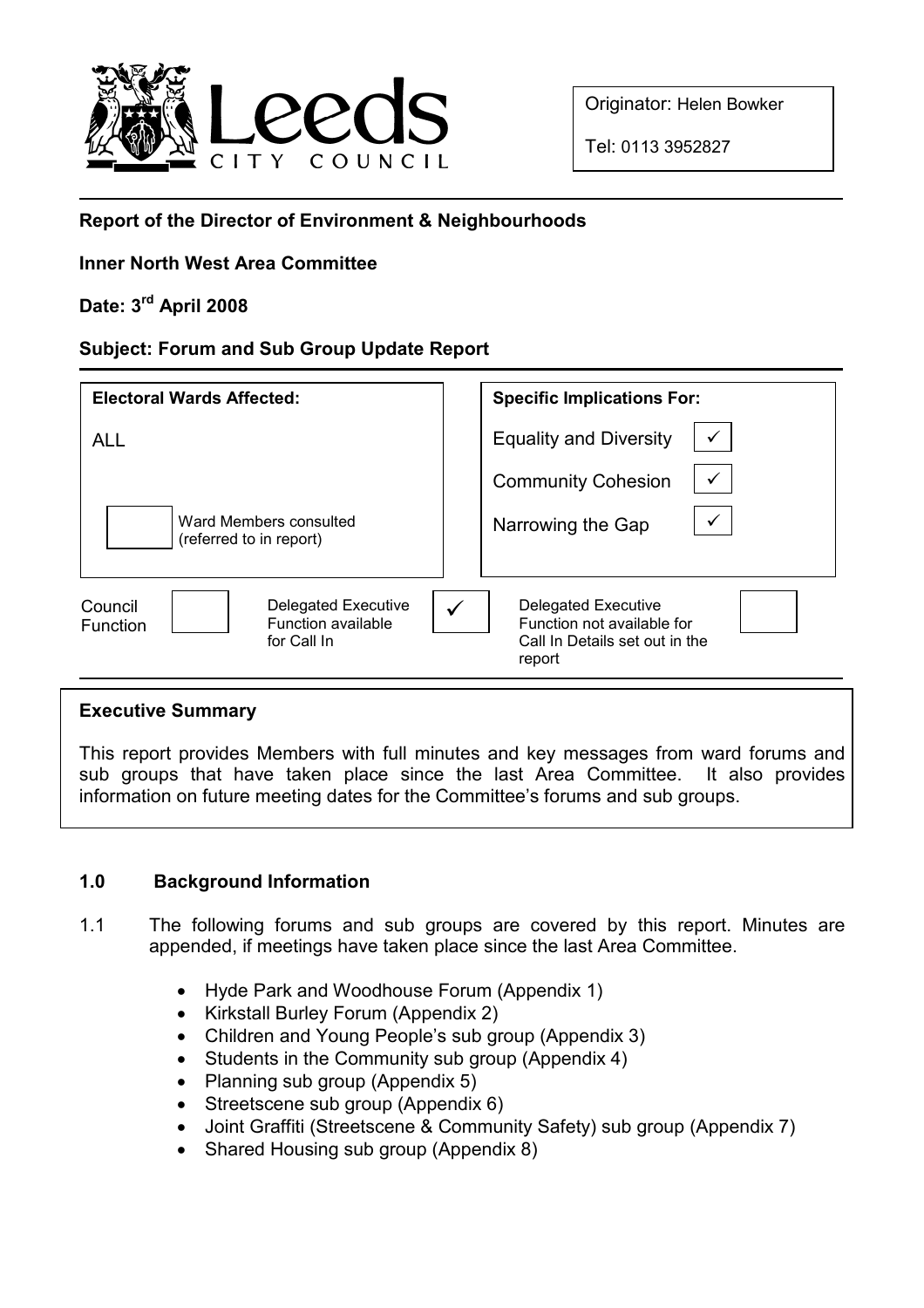Leeds CITY COUNCIL

Originator: Helen Bowker

Tel: 0113 3952827

**Report of the Director of Environment & Neighbourhoods**

**Inner North West Area Committee**

**Date: 3rd April 2008**

**Subject: Forum and Sub Group Update Report**

| **Electoral Wards Affected:** | **Specific Implications For:** | |
|---|---|---|
| ALL | Equality and Diversity | ✓ |
| | Community Cohesion | ✓ |
| ☐ Ward Members consulted (referred to in report) | Narrowing the Gap | ✓ |

| Council Function | ☐ | Delegated Executive Function available for Call In | ✓ | Delegated Executive Function not available for Call In Details set out in the report | ☐ |
|---|---|---|---|---|---|

**Executive Summary**

This report provides Members with full minutes and key messages from ward forums and sub groups that have taken place since the last Area Committee. It also provides information on future meeting dates for the Committee's forums and sub groups.

## 1.0 Background Information

1.1 The following forums and sub groups are covered by this report. Minutes are appended, if meetings have taken place since the last Area Committee.

- Hyde Park and Woodhouse Forum (Appendix 1)
- Kirkstall Burley Forum (Appendix 2)
- Children and Young People's sub group (Appendix 3)
- Students in the Community sub group (Appendix 4)
- Planning sub group (Appendix 5)
- Streetscene sub group (Appendix 6)
- Joint Graffiti (Streetscene & Community Safety) sub group (Appendix 7)
- Shared Housing sub group (Appendix 8)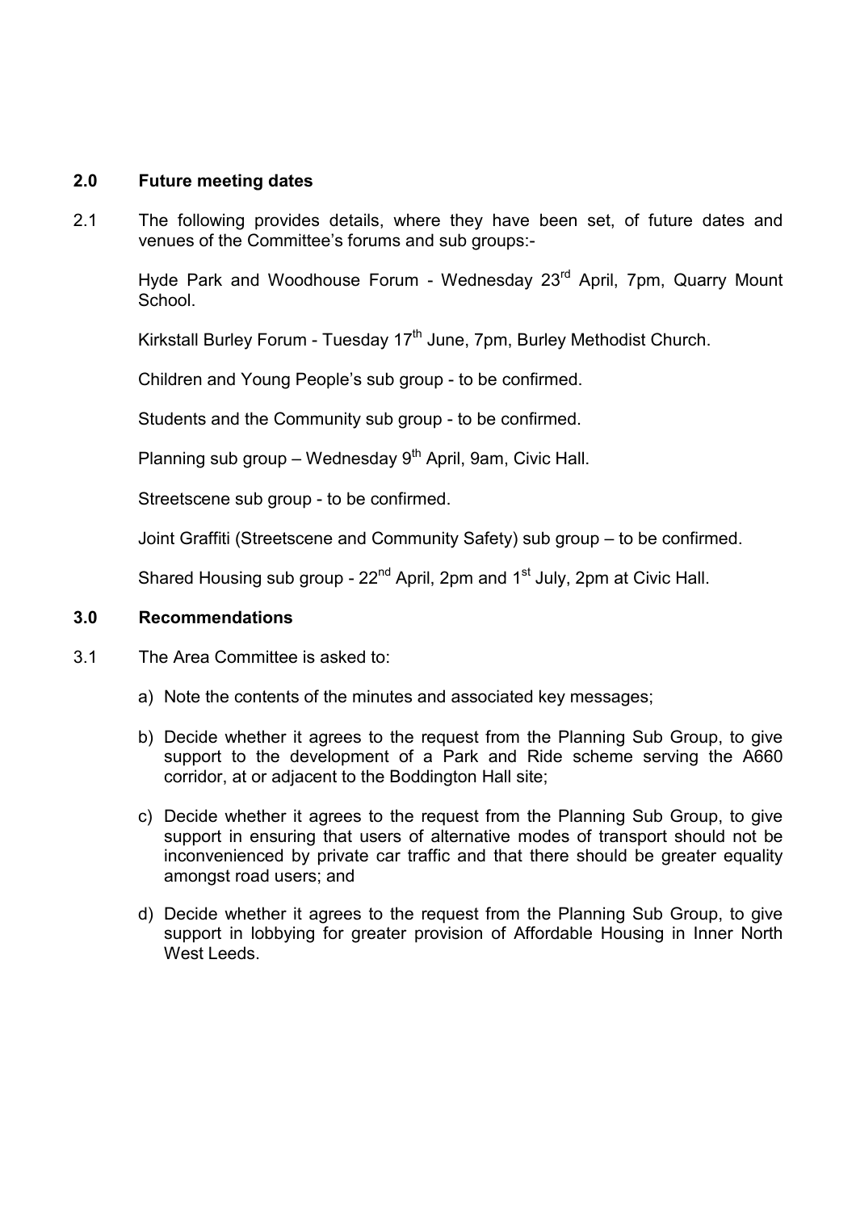## 2.0 Future meeting dates

2.1 The following provides details, where they have been set, of future dates and venues of the Committee's forums and sub groups:-

Hyde Park and Woodhouse Forum - Wednesday 23rd April, 7pm, Quarry Mount School.

Kirkstall Burley Forum - Tuesday 17th June, 7pm, Burley Methodist Church.

Children and Young People's sub group - to be confirmed.

Students and the Community sub group - to be confirmed.

Planning sub group – Wednesday 9th April, 9am, Civic Hall.

Streetscene sub group - to be confirmed.

Joint Graffiti (Streetscene and Community Safety) sub group – to be confirmed.

Shared Housing sub group - 22nd April, 2pm and 1st July, 2pm at Civic Hall.

## 3.0 Recommendations

3.1 The Area Committee is asked to:

a) Note the contents of the minutes and associated key messages;

b) Decide whether it agrees to the request from the Planning Sub Group, to give support to the development of a Park and Ride scheme serving the A660 corridor, at or adjacent to the Boddington Hall site;

c) Decide whether it agrees to the request from the Planning Sub Group, to give support in ensuring that users of alternative modes of transport should not be inconvenienced by private car traffic and that there should be greater equality amongst road users; and

d) Decide whether it agrees to the request from the Planning Sub Group, to give support in lobbying for greater provision of Affordable Housing in Inner North West Leeds.